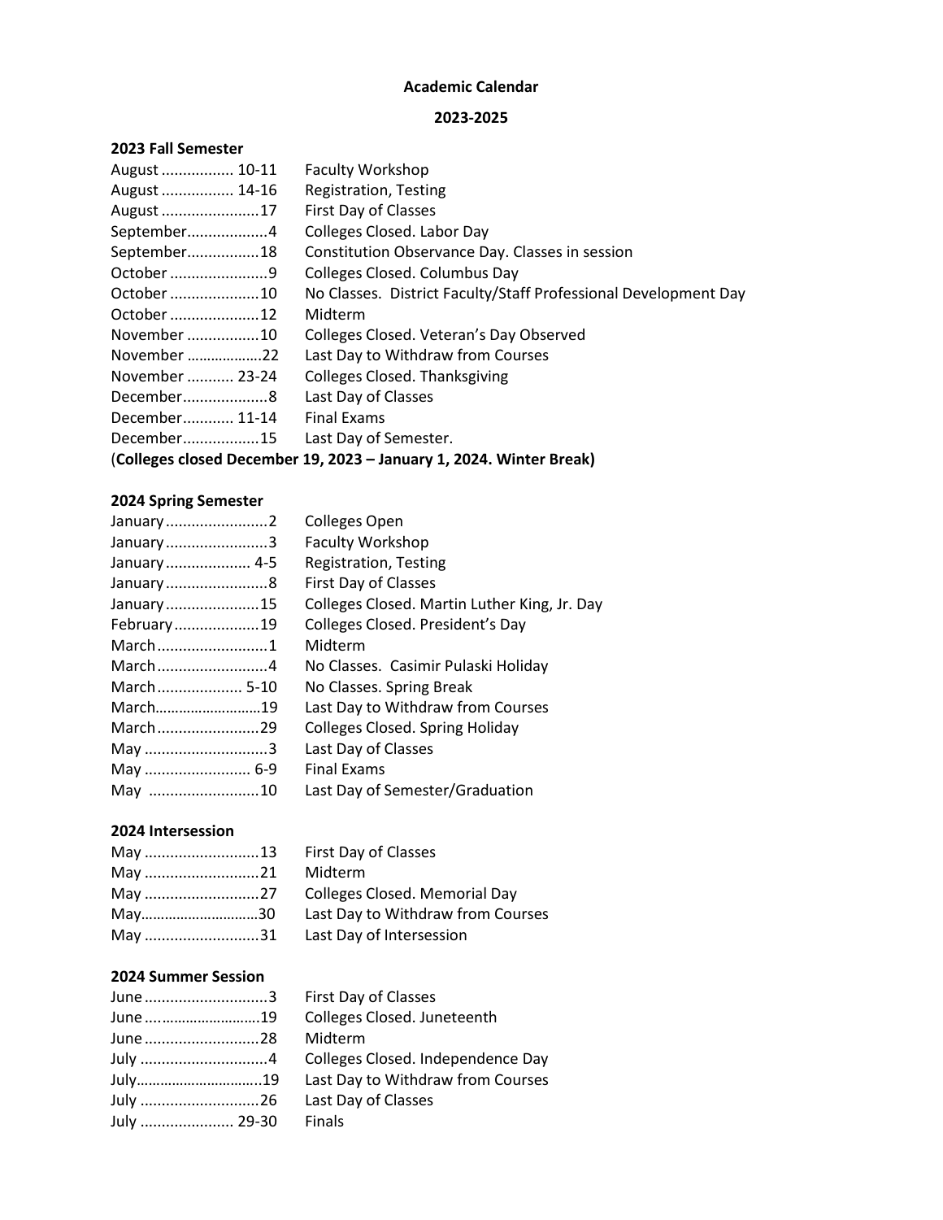# Academic Calendar

## 2023-2025

### 2023 Fall Semester

| | |
|---|---|
| August 10-11 | Faculty Workshop |
| August 14-16 | Registration, Testing |
| August 17 | First Day of Classes |
| September 4 | Colleges Closed. Labor Day |
| September 18 | Constitution Observance Day. Classes in session |
| October 9 | Colleges Closed. Columbus Day |
| October 10 | No Classes. District Faculty/Staff Professional Development Day |
| October 12 | Midterm |
| November 10 | Colleges Closed. Veteran's Day Observed |
| November 22 | Last Day to Withdraw from Courses |
| November 23-24 | Colleges Closed. Thanksgiving |
| December 8 | Last Day of Classes |
| December 11-14 | Final Exams |
| December 15 | Last Day of Semester. |

(**Colleges closed December 19, 2023 – January 1, 2024. Winter Break)**

### 2024 Spring Semester

| | |
|---|---|
| January 2 | Colleges Open |
| January 3 | Faculty Workshop |
| January 4-5 | Registration, Testing |
| January 8 | First Day of Classes |
| January 15 | Colleges Closed. Martin Luther King, Jr. Day |
| February 19 | Colleges Closed. President's Day |
| March 1 | Midterm |
| March 4 | No Classes. Casimir Pulaski Holiday |
| March 5-10 | No Classes. Spring Break |
| March 19 | Last Day to Withdraw from Courses |
| March 29 | Colleges Closed. Spring Holiday |
| May 3 | Last Day of Classes |
| May 6-9 | Final Exams |
| May 10 | Last Day of Semester/Graduation |

### 2024 Intersession

| | |
|---|---|
| May 13 | First Day of Classes |
| May 21 | Midterm |
| May 27 | Colleges Closed. Memorial Day |
| May 30 | Last Day to Withdraw from Courses |
| May 31 | Last Day of Intersession |

### 2024 Summer Session

| | |
|---|---|
| June 3 | First Day of Classes |
| June 19 | Colleges Closed. Juneteenth |
| June 28 | Midterm |
| July 4 | Colleges Closed. Independence Day |
| July 19 | Last Day to Withdraw from Courses |
| July 26 | Last Day of Classes |
| July 29-30 | Finals |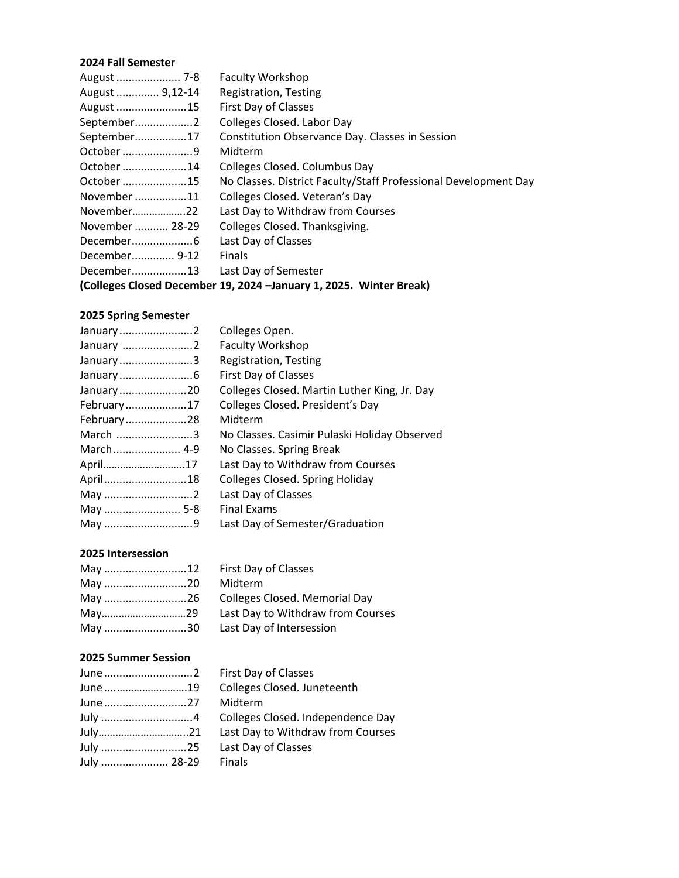**2024 Fall Semester**

| | |
|---|---|
| August ..................... 7-8 | Faculty Workshop |
| August ............. 9,12-14 | Registration, Testing |
| August .......................15 | First Day of Classes |
| September..................2 | Colleges Closed. Labor Day |
| September.................17 | Constitution Observance Day. Classes in Session |
| October .......................9 | Midterm |
| October .....................14 | Colleges Closed. Columbus Day |
| October .....................15 | No Classes. District Faculty/Staff Professional Development Day |
| November ................11 | Colleges Closed. Veteran's Day |
| November..................22 | Last Day to Withdraw from Courses |
| November ........... 28-29 | Colleges Closed. Thanksgiving. |
| December....................6 | Last Day of Classes |
| December............. 9-12 | Finals |
| December.................13 | Last Day of Semester |

**(Colleges Closed December 19, 2024 –January 1, 2025. Winter Break)**

**2025 Spring Semester**

| | |
|---|---|
| January........................2 | Colleges Open. |
| January .......................2 | Faculty Workshop |
| January........................3 | Registration, Testing |
| January........................6 | First Day of Classes |
| January......................20 | Colleges Closed. Martin Luther King, Jr. Day |
| February....................17 | Colleges Closed. President's Day |
| February....................28 | Midterm |
| March .........................3 | No Classes. Casimir Pulaski Holiday Observed |
| March...................... 4-9 | No Classes. Spring Break |
| April............................17 | Last Day to Withdraw from Courses |
| April...........................18 | Colleges Closed. Spring Holiday |
| May .............................2 | Last Day of Classes |
| May ......................... 5-8 | Final Exams |
| May .............................9 | Last Day of Semester/Graduation |

**2025 Intersession**

| | |
|---|---|
| May ...........................12 | First Day of Classes |
| May ...........................20 | Midterm |
| May ...........................26 | Colleges Closed. Memorial Day |
| May.............................29 | Last Day to Withdraw from Courses |
| May ...........................30 | Last Day of Intersession |

**2025 Summer Session**

| | |
|---|---|
| June.............................2 | First Day of Classes |
| June............................19 | Colleges Closed. Juneteenth |
| June...........................27 | Midterm |
| July .............................4 | Colleges Closed. Independence Day |
| July..............................21 | Last Day to Withdraw from Courses |
| July ...........................25 | Last Day of Classes |
| July ...................... 28-29 | Finals |